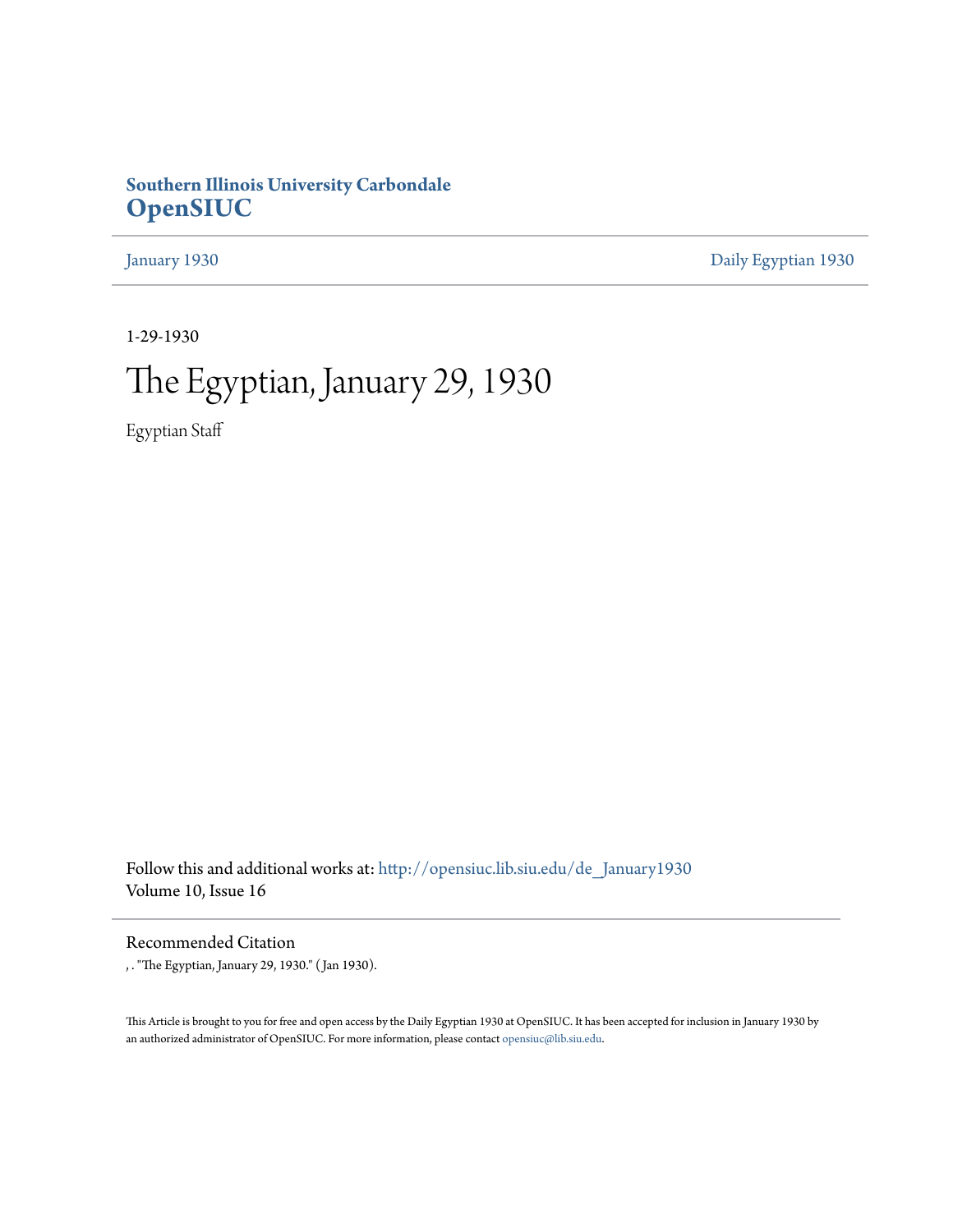**Southern Illinois University Carbondale**
**OpenSIUC**

January 1930 — Daily Egyptian 1930

1-29-1930

# The Egyptian, January 29, 1930

Egyptian Staff

Follow this and additional works at: http://opensiuc.lib.siu.edu/de_January1930
Volume 10, Issue 16

## Recommended Citation

, . "The Egyptian, January 29, 1930." (Jan 1930).

This Article is brought to you for free and open access by the Daily Egyptian 1930 at OpenSIUC. It has been accepted for inclusion in January 1930 by an authorized administrator of OpenSIUC. For more information, please contact opensiuc@lib.siu.edu.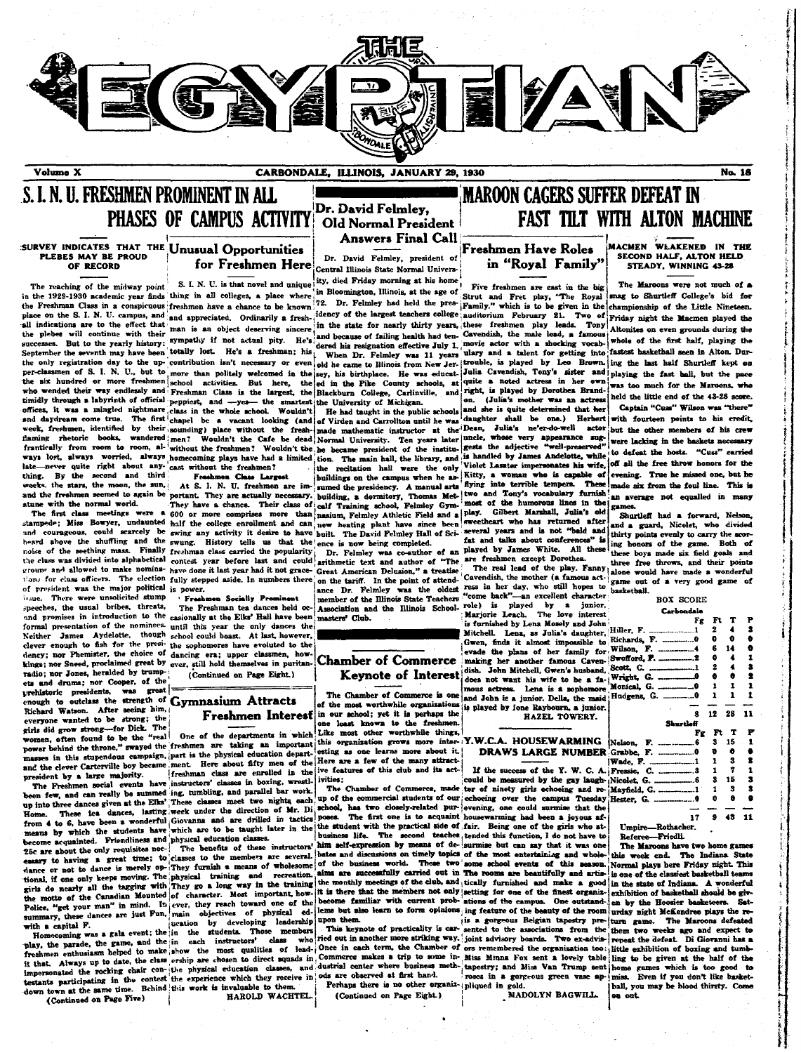# THE EGYPTIAN

Volume X — CARBONDALE, ILLINOIS, JANUARY 29, 1930 — No. 18

## S. I. N. U. FRESHMEN PROMINENT IN ALL PHASES OF CAMPUS ACTIVITY

### SURVEY INDICATES THAT THE PLEBES MAY BE PROUD OF RECORD

The reaching of the midway point in the 1929-1930 academic year finds the Freshman Class in a conspicuous place on the S. I. N. U. campus, and all indications are to the effect that the plebes will continue with their successes. But to the yearly history: September the seventh may have been the only registration day to the upper-classmen of S. I. N. U., but to the six hundred or more freshmen who wended their way endlessly and timidly through a labyrinth of official offices, it was a mingled nightmare and daydream come true. The first week, freshmen, identified by their flaming rhetoric books, wandered frantically from room to room, always lost, always worried, always late—never quite right about anything. By the second and third weeks, the stars, the moon, the sun, and the freshmen seemed to again be atune with the normal world.

The first class meetings were a stampede; Miss Bowyer, undaunted and courageous, could scarcely be heard above the shuffling and the noise of the seething mass. Finally the class was divided into alphabetical groups and allowed to make nominations for class officers. The election of president was the major political issue. There were unsolicited stump speeches, the usual bribes, threats, and promises in introduction to the formal presentation of the nominees. Neither James Aydelotte, though clever enough to fish for the presidency; nor Phemister, the choice of kings; nor Sneed, proclaimed great by radio; nor Jones, heralded by trumpets and drums; nor Cooper, of the prehistoric presidents, was great enough to outclass the strength of Richard Watson. After seeing him, everyone wanted to be strong; the girls did grow strong—for Dick. The women, often found to be the "real power behind the throne," swayed the masses in this stupendous campaign, and the clever Carterville boy became president by a large majority.

The Freshmen social events have been few, and can really be summed up into three dances given at the Elks' Home. These tea dances, lasting from 4 to 6, have been a wonderful means by which the students have become acquainted. Friendliness and 25c are about the only requisites necessary to having a great time; to dance or not to dance is merely optional, if one only keeps moving. The girls do nearly all the tagging with the motto of the Canadian Mounted Police, "get your man" in mind. In summary, these dances are just Fun, with a capital F.

Homecoming was a gala event; the play, the parade, the game, and the freshmen enthusiasm helped to make it that. Always up to date, the class impersonated the rocking chair contestants participating in the contest down town at the same time. Behind

(Continued on Page Five)

## Unusual Opportunities for Freshmen Here

S. I. N. U. is that novel and unique thing in all colleges, a place where freshmen have a chance to be known and appreciated. Ordinarily a freshman is an object deserving sincere sympathy if not actual pity. He's totally lost. He's a freshman; his contribution isn't necessary or even more than politely welcomed in the school activities. But here, the Freshman Class is the largest, the peppiest, and —yes— the smartest class in the whole school. Wouldn't chapel be a vacant looking (and sounding) place without the freshmen? Wouldn't the Cafe be dead without the freshmen? Wouldn't the homecoming plays have had a limited cast without the freshmen?

**Freshmen Class Largest**

At S. I. N. U. freshmen are important. They are actually necessary. They have a chance. Their class of 600 or more comprises more than half the college enrollment and can swing any activity it desire to have swung. History tells us that the freshman class carried the popularity contest year before last and could have done it last year had it not gracefully stepped aside. In numbers there is power.

**Freshmen Socially Prominent**

The Freshman tea dances held occasionally at the Elks' Hall have been until this year the only dances the school could boast. At last, however, the sophomores have evoluted to the dancing era; upper classmen, however, still hold themselves in puritan-

(Continued on Page Eight.)

## Gymnasium Attracts Freshmen Interest

One of the departments in which freshmen are taking an important part is the physical education department. Here about fifty men of the freshman class are enrolled in the instructors' classes in boxing, wrestling, tumbling, and parallel bar work. These classes meet two nights each week under the direction of Mr. Di Giovanna and are drilled in tactics which are to be taught later in the physical education classes.

The benefits of these instructors' classes to the members are several. They furnish a means of wholesome physical training and recreation. They go a long way in the training of character. Most important, however, they reach toward one of the main objectives of physical education by developing leadership in the students. Those members in each instructors' class who show the most qualities of leadership are chosen to direct squads in the physical education classes, and the experience which they receive in this work is invaluable to them.

HAROLD WACHTEL.

## Dr. David Felmley, Old Normal President Answers Final Call

Dr. David Felmley, president of Central Illinois State Normal University, died Friday morning at his home in Bloomington, Illinois, at the age of 72. Dr. Felmley had held the presidency of the largest teachers college in the state for nearly thirty years, and because of failing health had tendered his resignation effective July 1.

When Dr. Felmley was 11 years old he came to Illinois from New Jersey, his birthplace. He was educated in the Pike County schools, at Blackburn College, Carlinville, and the University of Michigan.

He had taught in the public schools of Virden and Carrollton until he was made mathematic instructor at the Normal University. Ten years later he became president of the institution. The main hall, the library, and the recitation hall were the only buildings on the campus when he assumed the presidency. A manual arts building, a dormitory, Thomas Metcalf Training school, Felmley Gymnasium, Felmley Athletic Field and a new heating plant have since been built. The David Felmley Hall of Science is now being completed.

Dr. Felmley was co-author of an arithmetic text and author of "The Great American Delusion," a treatise on the tariff. In the point of attendance Dr. Felmley was the oldest member of the Illinois State Teachers Association and the Illinois Schoolmasters' Club.

## Chamber of Commerce Keynote of Interest

The Chamber of Commerce is one of the most worthwhile organizations in our school; yet it is perhaps the one least known to the freshmen. Like most other worthwhile things, this organization grows more interesting as one learns more about it. Here are a few of the many attractive features of this club and its activities:

The Chamber of Commerce, made up of the commercial students of our school, has two closely-related purposes. The first one is to acquaint the student with the practical side of business life. The second teaches him self-expression by means of debates and discussions on timely topics of the business world. These two aims are successfully carried out in the monthly meetings of the club, and it is there that the members not only become familiar with current problems but also learn to form opinions upon them.

This keynote of practicality is carried out in another more striking way. Once in each term, the Chamber of Commerce makes a trip to some industrial center where business methods are observed at first hand.

Perhaps there is no other organiz-

(Continued on Page Eight.)

## MAROON CAGERS SUFFER DEFEAT IN FAST TILT WITH ALTON MACHINE

## Freshmen Have Roles in "Royal Family"

Five freshmen are cast in the big Strut and Fret play, "The Royal Family," which is to be given in the auditorium February 21. Two of these freshmen play leads. Tony Cavendish, the male lead, a famous movie actor with a shocking vocabulary and a talent for getting into trouble, is played by Leo Brown. Julia Cavendish, Tony's sister and quite a noted actress in her own right, is played by Dorothea Brandon. (Julia's mother was an actress and she is quite determined that her daughter shall be one.) Herbert Dean, Julia's ne'er-do-well actor uncle, whose very appearance suggests the adjective "well-preserved" is handled by James Andelotte, while Violet Lasater impersonates his wife, Kitty, a woman who is capable of flying into terrible tempers. These two and Tony's vocabulary furnish most of the humorous lines in the play. Gilbert Marshall, Julia's old sweetheart who has returned after several years and is not "bald and fat and talks about conferences" is played by James White. All these are freshmen except Dorothea.

The real lead of the play. Fanny Cavendish, the mother (a famous actress in her day, who still hopes to "come back"—an excellent character role) is played by a junior, Marjorie Leach. The love interest is furnished by Lena Mosely and John Mitchell. Lena, as Julia's daughter, Gwen, finds it almost impossible to evade the plans of her family for making her another famous Cavendish. John Mitchell, Gwen's husband, does not want his wife to be a famous actress. Lena is a sophomore and John is a junior. Della, the maid is played by Ione Raybourn, a junior.

HAZEL TOWERY.

## Y.W.C.A. HOUSEWARMING DRAWS LARGE NUMBER

If the success of the Y. W. C. A. could be measured by the gay laughter of ninety girls echoing and reechoing over the campus Tuesday evening, one could surmise that the housewarming had been a joyous affair. Being one of the girls who attended this function, I do not have to surmise but can say that it was one of the most entertaining and wholesome school events of this season. The rooms are beautifully and artistically furnished and make a good setting for one of the finest organizations of the campus. One outstanding feature of the beauty of the room is a gorgeous Belgian tapestry presented to the associations from the joint advisory boards. Two ex-advisors remembered the organization too; Miss Minna Fox sent a lovely table tapestry; and Miss Van Trump sent roses in a gorgeous green vase appliqued in gold.

MADOLYN BAGWILL.

### MACMEN WEAKENED IN THE SECOND HALF, ALTON HELD STEADY, WINNING 43-28

The Maroons were not much of a snag to Shurtleff College's bid for championship of the Little Nineteen. Friday night the Macmen played the Altonites on even grounds during the whole of the first half, playing the fastest basketball seen in Alton. During the last half Shurtleff kept on playing the fast ball, but the pace was too much for the Maroons, who held the little end of the 43-28 score.

Captain "Cuss" Wilson was "there" with fourteen points to his credit, but the other members of his crew were lacking in the baskets necessary to defeat the hosts. "Cuss" carried off all the free throw honors for the evening. True he missed one, but he made six from the foul line. This is an average not equalled in many games.

Shurtleff had a forward, Nelson, and a guard, Nicolet, who divided thirty points evenly to carry the scoring honors of the game. Both of these boys made six field goals and three free throws, and their points alone would have made a wonderful game out of a very good game of basketball.

BOX SCORE

**Carbondale**

| | Fg | Ft | T | P |
|---|---|---|---|---|
| Hiller, F. | 1 | 2 | 4 | 3 |
| Richards, F. | 0 | 0 | 0 | 0 |
| Wilson, F. | 4 | 6 | 14 | 0 |
| Swofford, F. | 2 | 0 | 4 | 1 |
| Scott, C. | 1 | 2 | 4 | 3 |
| Wright, G. | 0 | 0 | 0 | 2 |
| Monical, G. | 0 | 1 | 1 | 1 |
| Hudgens, G. | 0 | 1 | 1 | 1 |
| | 8 | 12 | 28 | 11 |

**Shurtleff**

| | Fg | Ft | T | P |
|---|---|---|---|---|
| Nelson, F. | 6 | 3 | 15 | 1 |
| Grabbe, F. | 0 | 0 | 0 | 0 |
| Wade, F. | 1 | 1 | 3 | 2 |
| Fressie, C. | 3 | 1 | 7 | 1 |
| Nicolet, G. | 6 | 3 | 15 | 3 |
| Mayfield, G. | 1 | 1 | 3 | 3 |
| Hester, G. | 0 | 0 | 0 | 0 |
| | 17 | 9 | 43 | 11 |

Umpire—Rothacher.
Referee—Friedli.

The Maroons have two home games this week end. The Indiana State Normal plays here Friday night. This is one of the classiest basketball teams in the state of Indiana. A wonderful exhibition of basketball should be given by the Hoosier basketeers. Saturday night McKendree plays the return game. The Maroons defeated them two weeks ago and expect to repeat the defeat. Di Giovanni has a little exhibition of boxing and tumbling to be given at the half of the home games which is too good to miss. Even if you don't like basketball, you may be blood thirsty. Come on out.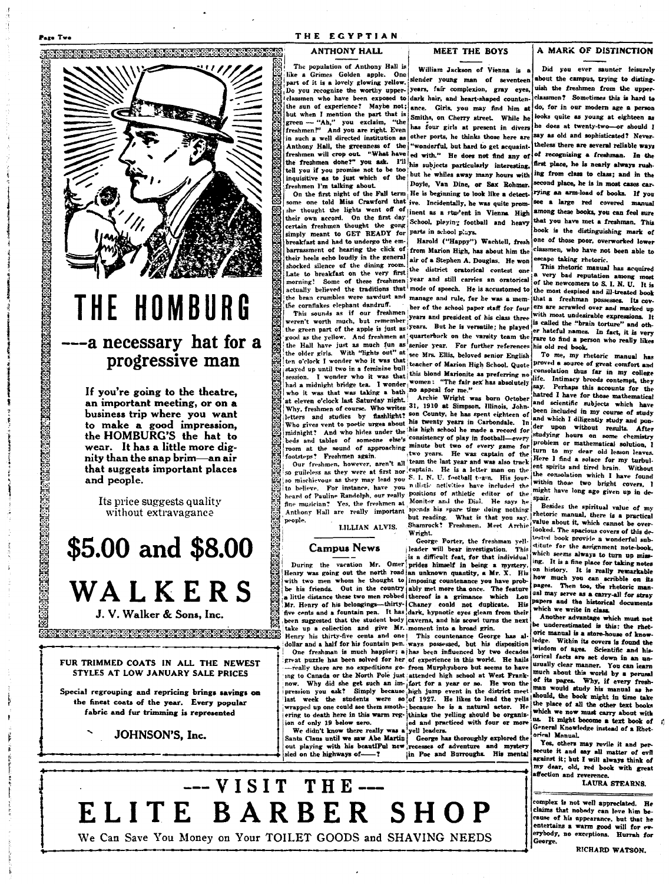# THE HOMBURG

## ---a necessary hat for a progressive man

**If you're going to the theatre, an important meeting, or on a business trip where you want to make a good impression, the HOMBURG'S the hat to wear. It has a little more dignity than the snap brim—an air that suggests important places and people.**

Its price suggests quality without extravagance

# $5.00 and $8.00

# WALKERS

**J. V. Walker & Sons, Inc.**

---

**FUR TRIMMED COATS IN ALL THE NEWEST STYLES AT LOW JANUARY SALE PRICES**

**Special regrouping and repricing brings savings on the finest coats of the year. Every popular fabric and fur trimming is represented**

**JOHNSON'S, Inc.**

---

## ANTHONY HALL

The population of Anthony Hall is like a Grimes Golden apple. One part of it is a lovely glowing yellow. Do you recognize the worthy upperclassmen who have been exposed to the sun of experience? Maybe not; but when I mention the part that is green — "Ah," you exclaim, "the freshmen!" And you are right. Even in such a well directed institution as Anthony Hall, the greenness of the freshmen will crop out. "What have the freshmen done?" you ask. I'll tell you if you promise not to be too inquisitive as to just which of the freshmen I'm talking about.

On the first night of the Fall term some one told Miss Crawford that she thought the lights went off of their own accord. On the first day certain freshmen thought the gong simply meant to GET READY for breakfast and had to undergo the embarrassment of hearing the click of their heels echo loudly in the general shocked silence of the dining room. Late to breakfast on the very first morning! Some of these freshmen actually believed the traditions that the bran crumbles were sawdust and the cornflakes elephant dandruff.

This sounds as if our freshmen weren't worth much, but remember the green part of the apple is just as good as the yellow. And freshmen at the Hall have just as much fun as the older girls. With "lights out" at ten o'clock I wonder who it was that stayed up until two in a feminine bull session. I wonder who it was that had a midnight bridge tea. I wonder who it was that was taking a bath at eleven o'clock last Saturday night. Why, freshmen of course. Who writes letters and studies by flashlight? Who gives vent to poetic urges about midnight? And who hides under the beds and tables of someone else's room at the sound of approaching footsteps? Freshmen again.

Our freshmen, however, aren't all so guileless as they were at first nor so mischievous as they may lead you to believe. For instance, have you heard of Pauline Randolph, our really fine musician? Yes, the freshmen at Anthony Hall are really important people.

LILLIAN ALVIS.

## Campus News

During the vacation Mr. Omer Henry was going out the north road with two men whom he thought to be his friends. Out in the country a little distance these two men robbed Mr. Henry of his belongings—thirty-five cents and a fountain pen. It has been suggested that the student body take up a collection and give Mr. Henry his thirty-five cents and one dollar and a half for his fountain pen.

One freshman is much happier; a great puzzle has been solved for her —really there are no expeditions going to Canada or the North Pole just now. Why did she get such an impression you ask? Simply because last week the students were so wrapped up one could see them smothering to death here in this warm region of only 19 below zero.

We didn't know there really was a Santa Claus until we saw Abe Martin out playing with his beautiful new sled on the highways of——?

## MEET THE BOYS

William Jackson of Vienna is a slender young man of seventeen years, fair complexion, gray eyes, dark hair, and heart-shaped countenance. Girls, you may find him at Smiths, on Cherry street. While he has four girls at present in divers other ports, he thinks those here are "wonderful, but hard to get acquainted with." He does not find any of his subjects particularly interesting, but he whiles away many hours with Doyle, Van Dine, or Sax Rohmer. He is beginning to look like a detective. Incidentally, he was quite prominent as a student in Vienna High School, playing football and heavy parts in school plays.

Harold ("Happy") Wachtell, fresh from Marion High, has about him the air of a Stephen A. Douglas. He won the district oratorical contest one year and still carries an oratorical mode of speech. He is accustomed to manage and rule, for he was a member of the school paper staff for four years and president of his class three years. But he is versatile; he played quarterback on the varsity team the senior year. For further references see Mrs. Ellis, beloved senior English teacher of Marion High School. Quote this blond Marionite as preferring no women: "The fair sex has absolutely no appeal for me."

Archie Wright was born October 31, 1910 at Simpson, Illinois, Johnson County, he has spent eighteen of his twenty years in Carbondale. In his high school he made a record for consistency of play in football—every minute but two of every game for two years. He was captain of the team the last year and was also track captain. He is a letter man on the S. I. N. U. football team. His journalistic activities have included the positions of athletic editor of the Monitor and the Dial. He says he spends his spare time doing nothing but reading. What is that you say, Shamrock? Freshmen, Meet Archie Wright.

George Porter, the freshman yell-leader will bear investigation. This is a difficult feat, for that individual prides himself in being a mystery, an unknown quantity, a Mr. X. His imposing countenance you have probably met more tha once. The feature thereof is a grimance which Lon Chaney could not duplicate. His dark, hypnotic eyes gleam from their caverns, and his scowl turns the next moment into a broad grin.

This countenance George has always possessed, but his disposition has been influenced by two decades of experience in this world. He hails from Murphysboro but seems to have attended high school at West Frankfort for a year or so. He won the high jump event in the district meet of 1927. He likes to lead the yells because he is a natural actor. He thinks the yelling should be organized and practiced with four or more yell leaders.

George has thoroughly explored the recesses of adventure and mystery in Poe and Burroughs. His mental complex is not well appreciated. He claims that nobody can love him because of his appearance, but that he entertains a warm good will for everybody, no exceptions. Hurrah for George.

RICHARD WATSON.

## A MARK OF DISTINCTION

Did you ever saunter leisurely about the campus, trying to distinguish the freshmen from the upperclassmen? Sometimes this is hard to do, for in our modern age a person looks quite as young at eighteen as he does at twenty-two—or should I say as old and sophisticated? Nevertheless there are several reliable ways of recognizing a freshman. In the first place, he is nearly always rushing from class to class; and in the second place, he is in most cases carrying an arm-load of books. If you see a large red covered manual among these books, you can feel sure that you have met a freshman. This book is the distinguishing mark of one of those poor, overworked lower classmen, who have not been able to escape taking rhetoric.

This rhetoric manual has acquired a very bad reputation among most of the newcomers to S. I. N. U. It is the most despised and ill-treated book that a freshman possesses. Its covers are scrawled over and marked up with most undesirable expressions. It is called the "brain torture" and other hateful names. In fact, it is very rare to find a person who really likes his old red book.

To me, my rhetoric manual has proved a source of great comfort and consolation thus far in my college life. Intimacy breeds contempt, they say. Perhaps this accounts for the hatred I have for those mathematical and scientific subjects which have been included in my course of study and which I diligently study and ponder upon without results. After studying hours on some chemistry problem or mathematical solution, I turn to my dear old lesson leaves. Here I find a solace for my turbulent spirits and tired brain. Without the consolation which I have found within those two bright covers, I might have long ago given up in despair.

Besides the spiritual value of my rhetoric manual, there is a practical value about it, which cannot be overlooked. The spacious covers of this detested book provide a wonderful substitute for the assignment note-book, which seems always to turn up missing. It is a fine place for taking notes on history. It is really remarkable how much you can scribble on its pages. Then too, the rhetoric manual may serve as a carry-all for stray papers and the historical documents which we write in class.

Another advantage which must not be underestimated is this: the rhetoric manual is a store-house of knowledge. Within its covers is found the wisdom of ages. Scientific and historical facts are set down in an unusually clear manner. You can learn much about this world by a perusal of its pages. Why, if every freshman would study his manual as he should, the book might in time take the place of all the other text books which we now must carry about with us. It might become a text book of General Knowledge instead of a Rhetorical Manual.

Yes, others may revile it and persecute it and say all matter of evil against it; but I will always think of my dear, old, red book with great affection and reverence.

LAURA STEARNS.

---

## ---VISIT THE---

# ELITE BARBER SHOP

We Can Save You Money on Your TOILET GOODS and SHAVING NEEDS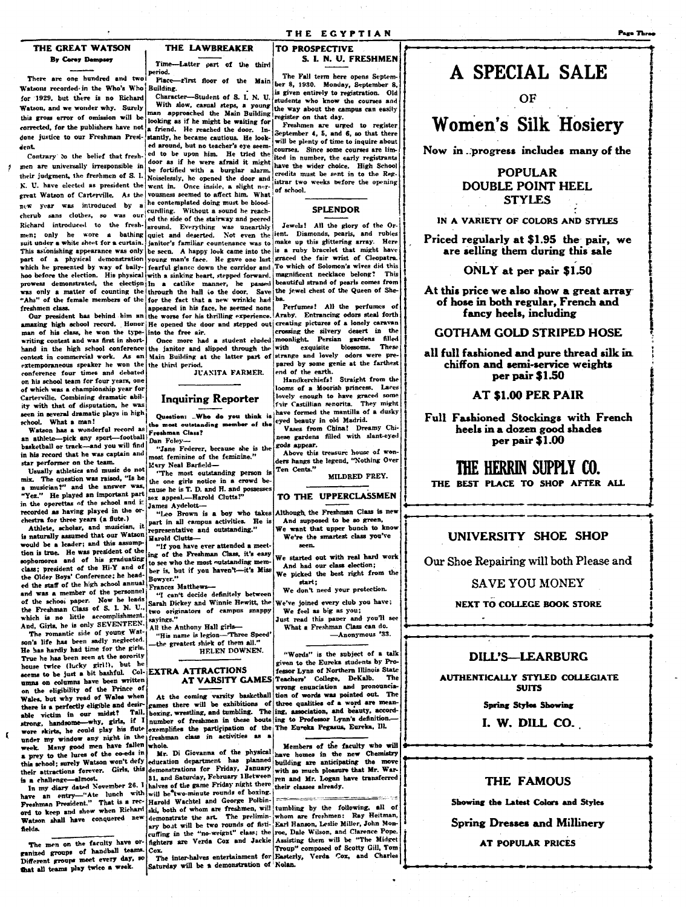## THE GREAT WATSON

**By Corey Dempsey**

There are one hundred and two Watsons recorded in the Who's Who for 1929, but there is no Richard Watson, and we wonder why. Surely this gross error of omission will be corrected, for the publishers have not done justice to our Freshman President.

Contrary to the belief that freshmen are universally irresponsible in their judgment, the freshmen of S. I. N. U. have elected as president the great Watson of Carterville. As the new year was introduced by a cherub sans clothes, so was our Richard introduced to the freshmen; only he wore a bathing suit under a white sheet for a curtain. This astonishing appearance was only part of a physical demonstration which he presented by way of ballyhoo before the election. His physical prowess demonstrated, the election was only a matter of counting the "Ahs" of the female members of the freshmen class.

Our president has behind him an amazing high school record. Honor man of his class, he won the typewriting contest and was first in shorthand in the high school conference contest in commercial work. As an extemporaneous speaker he won the conference four times and debated on his school team for four years, one of which was a championship year for Carterville. Combining dramatic ability with that of disputation, he was seen in several dramatic plays in high school. What a man!

Watson has a wonderful record as an athlete—pick any sport—football basketball or track—and you will find in his record that he was captain and star performer on the team.

Usually athletics and music do not mix. The question was raised, "Is he a musician?" and the answer was, "Yes." He played an important part in the operettas of the school and is recorded as having played in the orchestra for three years (a flute.)

Athlete, scholar, and musician, it is naturally assumed that our Watson would be a leader; and this assumption is true. He was president of the sophomores and of his graduating class; president of the Hi-Y and of the Older Boys' Conference; he headed the staff of the high school annual and was a member of the personnel of the school paper. Now he leads the Freshman Class of S. I. N. U., which is no little accomplishment. And, Girls, he is only SEVENTEEN.

The romantic side of young Watson's life has been sadly neglected. He has hardly had time for the girls. True he has been seen at the sorority house twice (lucky girl!), but he seems to be just a bit bashful. Columns on columns have been written on the eligibility of the Prince of Wales, but why read of Wales when there is a perfectly eligible and desirable victim in our midst? Tall, strong, handsome—why, girls, if I wore skirts, he could play his flute under my window any night in the week. Many good men have fallen a prey to the lures of the co-eds in this school; surely Watson won't defy their attractions forever. Girls, this is a challenge—almost.

In my diary dated November 26, I have an entry—"Ate lunch with Freshman President." That is a record to keep and show when Richard Watson shall have conquered new fields.

---

The men on the faculty have organized groups of handball teams. Different groups meet every day, so that all teams play twice a week.

## THE LAWBREAKER

Time—Latter part of the third period.

Place—First floor of the Main Building.

Character—Student of S. I. N. U.

With slow, casual steps, a young man approached the Main Building looking as if he might be waiting for a friend. He reached the door. Instantly, he became cautious. He looked around, but no teacher's eye seemed to be upon him. He tried the door as if he were afraid it might be fortified with a burglar alarm. Noiselessly, he opened the door and went in. Once inside, a slight nervousness seemed to affect him. What he contemplated doing must be bloodcurdling. Without a sound he reached the side of the stairway and peered around. Everything was unearthly quiet and deserted. Not even the janitor's familiar countenance was to be seen. A happy look came into the young man's face. He gave one last fearful glance down the corridor and with a sinking heart, stepped forward. In a catlike manner, he passed through the hall to the door. Save for the fact that a new wrinkle had appeared in his face, he seemed none the worse for his thrilling experience. He opened the door and stepped out into the free air.

Once more had a student eluded the janitor and slipped through the Main Building at the latter part of the third period.

JUANITA FARMER.

## Inquiring Reporter

Question: ..Who do you think is the most outstanding member of the Freshman Class?

Dan Foley—

"Jane Federer, because she is the most feminine of the feminine."

Mary Neal Barfield—

"The most outstanding person is the one girls notice in a crowd because he is T. D. and H. and possesses sex appeal.—Harold Clutts!"

James Aydelott—

"Leo Brown is a boy who takes part in all campus activities. He is representative and outstanding."

Harold Clutts—

"If you have ever attended a meeting of the Freshman Class, it's easy to see who the most outstanding member is, but if you haven't—it's Miss Bowyer."

Frances Matthews—

"I can't decide definitely between Sarah Dickey and Winnie Hewitt, the two originators of campus snappy sayings."

All the Anthony Hall girls—

"His name is legion—'Three Speed' —the greatest shiek of them all."

HELEN DOWNEN.

## EXTRA ATTRACTIONS AT VARSITY GAMES

At the coming varsity basketball games there will be exhibitions of boxing, wrestling, and tumbling. The number of freshmen in these bouts exemplifies the participation of the freshman class in activities as a whole.

Mr. Di Giovanna of the physical education department has planned demonstrations for Friday, January 31, and Saturday, February 1 Between halves of the game Friday night there will be two-minute rounds of boxing. Harold Wachtel and George Polbinski, both of whom are freshmen, will demonstrate the art. The preliminary bout will be two rounds of fisticuffing in the "no-weight" class; the fighters are Verda Cox and Jackie Cox.

The inter-halves entertainment for Saturday will be a demonstration of tumbling by the following, all of whom are freshmen: Ray Heitman, Earl Hanson, Leslie Miller, John Monroe, Dale Wilson, and Clarence Pope. Assisting them will be "The Midget Troup" composed of Scotty Gill, Tom Easterly, Verda Cox, and Charles Nolan.

## TO PROSPECTIVE S. I. N. U. FRESHMEN

The Fall term here opens September 8, 1930. Monday, September 8, is given entirely to registration. Old students who know the courses and the way about the campus can easily register on that day.

Freshmen are urged to register September 4, 5, and 6, so that there will be plenty of time to inquire about courses. Since some courses are limited in number, the early registrants have the wider choice. High School credits must be sent in to the Registrar two weeks before the opening of school.

## SPLENDOR

Jewels! All the glory of the Orient. Diamonds, pearls, and rubies make up this glittering array. Here is a ruby bracelet that might have graced the fair wrist of Cleopatra. To which of Solomon's wives did this magnificent necklace belong? This beautiful strand of pearls comes from the jewel chest of the Queen of Sheba.

Perfumes! All the perfumes of Araby. Entrancing odors steal forth creating pictures of a lonely caravan crossing the silvery desert in the moonlight. Persian gardens filled with exquisite blossoms. These strange and lovely odors were prepared by some genie at the farthest end of the earth.

Handkerchiefs! Straight from the looms of a Moorish princess. Laces lovely enough to have graced some fair Castillian senorita. They might have formed the mantilla of a dusky eyed beauty in old Madrid.

Vases from China! Dreamy Chinese gardens filled with slant-eyed gods appear.

Above this treasure house of wonders hangs the legend, "Nothing Over Ten Cents."

MILDRED FREY.

## TO THE UPPERCLASSMEN

Although the Freshman Class is new
And supposed to be so green,
We want that upper bunch to know
We're the smartest class you've seen.

We started out with real hard work
And had our class election;
We picked the best right from the start;
We don't need your protection.

We've joined every club you have;
We feel as big as you;
Just read this paper and you'll see
What a Freshman Class can do.
—Anonymous '33.

---

"Words" is the subject of a talk given to the Eureka students by Professor Lynn of Northern Illinois State Teachers' College, DeKalb. The wrong enunciation and pronounciation of words was pointed out. The three qualities of a word are meaning, association, and beauty, according to Professor Lynn's definition.—The Eureka Pegasus, Eureka, Ill.

---

Members of the faculty who will have homes in the new Chemistry building are anticipating the move with so much pleasure that Mr. Warren and Mr. Logan have transferred their classes already.

---

# A SPECIAL SALE OF Women's Silk Hosiery

Now in progress includes many of the

**POPULAR DOUBLE POINT HEEL STYLES**

IN A VARIETY OF COLORS AND STYLES

**Priced regularly at $1.95 the pair, we are selling them during this sale**

**ONLY at per pair $1.50**

**At this price we also show a great array of hose in both regular, French and fancy heels, including**

**GOTHAM GOLD STRIPED HOSE**

**all full fashioned and pure thread silk in chiffon and semi-service weights per pair $1.50**

**AT $1.00 PER PAIR**

**Full Fashioned Stockings with French heels in a dozen good shades per pair $1.00**

**THE HERRIN SUPPLY CO.**

THE BEST PLACE TO SHOP AFTER ALL

---

**UNIVERSITY SHOE SHOP**

Our Shoe Repairing will both Please and

SAVE YOU MONEY

NEXT TO COLLEGE BOOK STORE

---

**DILL'S—LEARBURG**

**AUTHENTICALLY STYLED COLLEGIATE SUITS**

**Spring Styles Showing**

**I. W. DILL CO.**

---

**THE FAMOUS**

**Showing the Latest Colors and Styles**

**Spring Dresses and Millinery**

**AT POPULAR PRICES**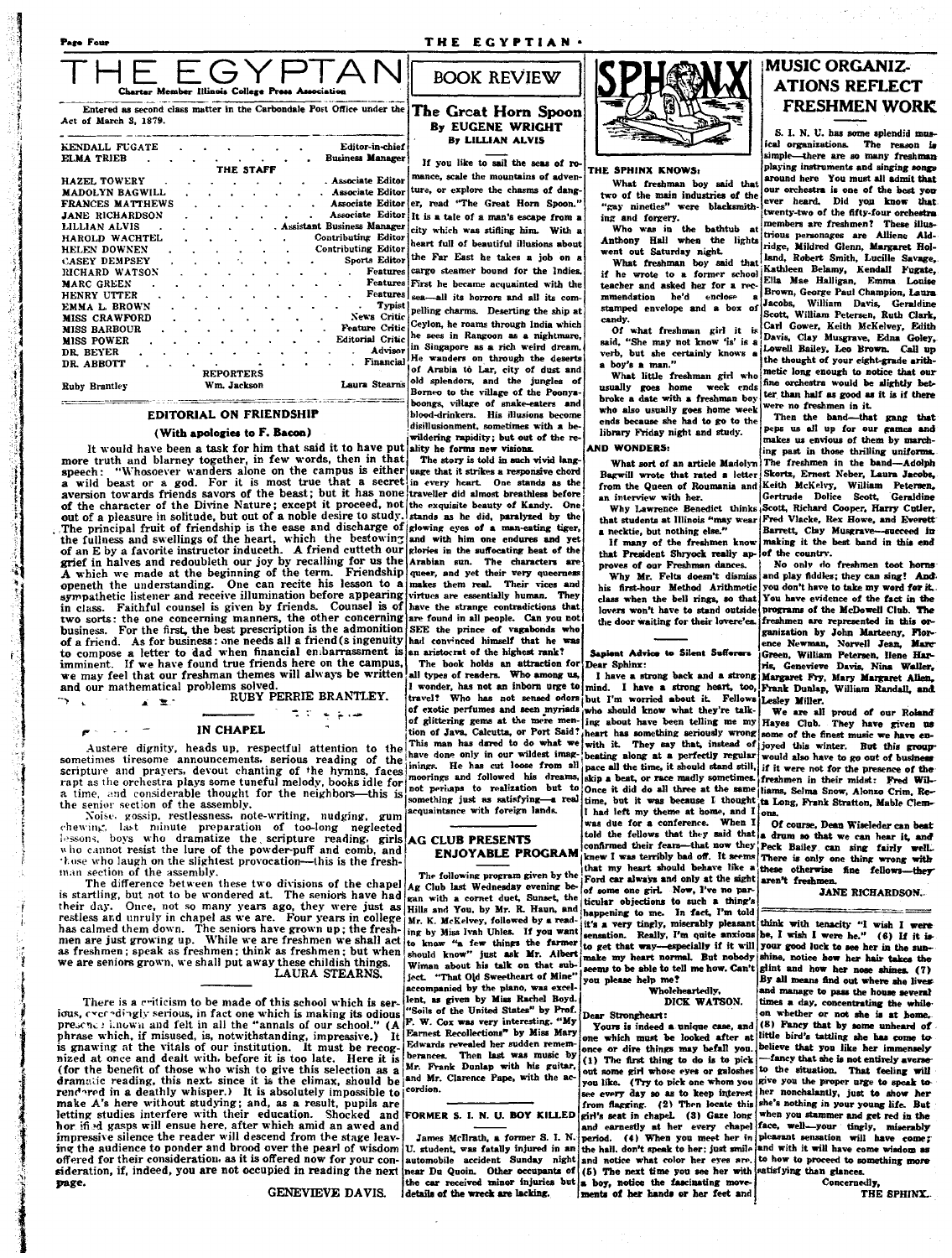# THE EGYPTIAN

Charter Member Illinois College Press Association

Entered as second class matter in the Carbondale Post Office under the Act of March 3, 1879.

| | |
|---|---|
| KENDALL FUGATE | Editor-in-chief |
| ELMA TRIEB | Business Manager |

THE STAFF

| | |
|---|---|
| HAZEL TOWERY | Associate Editor |
| MADOLYN BAGWILL | Associate Editor |
| FRANCES MATTHEWS | Associate Editor |
| JANE RICHARDSON | Associate Editor |
| LILLIAN ALVIS | Assistant Business Manager |
| HAROLD WACHTEL | Contributing Editor |
| HELEN DOWNEN | Contributing Editor |
| CASEY DEMPSEY | Sports Editor |
| RICHARD WATSON | Features |
| MARC GREEN | Features |
| HENRY UTTER | Features |
| EMMA L. BROWN | Typist |
| MISS CRAWFORD | News Critic |
| MISS BARBOUR | Feature Critic |
| MISS POWER | Editorial Critic |
| DR. BEYER | Advisor |
| DR. ABBOTT | Financial |

REPORTERS

Ruby Brantley — Wm. Jackson — Laura Stearns

## EDITORIAL ON FRIENDSHIP

### (With apologies to F. Bacon)

It would have been a task for him that said it to have put more truth and blarney together, in few words, then in that speech: "Whosoever wanders alone on the campus is either a wild beast or a god. For it is most true that a secret aversion towards friends savors of the beast; but it has none of the character of the Divine Nature; except it proceed, not out of a pleasure in solitude, but out of a noble desire to study. The principal fruit of friendship is the ease and discharge of the fullness and swellings of the heart, which the bestowing of an E by a favorite instructor induceth. A friend cutteth our grief in halves and redoubleth our joy by recalling for us the A which we made at the beginning of the term. Friendship openeth the understanding. One can recite his lesson to a sympathetic listener and receive illumination before appearing in class. Faithful counsel is given by friends. Counsel is of two sorts: the one concerning manners, the other concerning business. For the first, the best prescription is the admonition of a friend. As for business: one needs all a friend(s ingenuity to compose a letter to dad when financial embarrassment is imminent. If we have found true friends here on the campus, we may feel that our freshman themes will always be written and our mathematical problems solved.

RUBY PERRIE BRANTLEY.

## IN CHAPEL

Austere dignity, heads up, respectful attention to the sometimes tiresome announcements, serious reading of the scripture and prayers, devout chanting of the hymns, faces rapt as the orchestra plays some tuneful melody, books idle for a time, and considerable thought for the neighbors—this is the senior section of the assembly.

Noise, gossip, restlessness, note-writing, nudging, gum chewing, last minute preparation of too-long neglected lessons, boys who dramatize the scripture reading, girls who cannot resist the lure of the powder-puff and comb, and those who laugh on the slightest provocation—this is the freshman section of the assembly.

The difference between these two divisions of the chapel is startling, but not to be wondered at. The seniors have had their day. Once, not so many years ago, they were just as restless and unruly in chapel as we are. Four years in college has calmed them down. The seniors have grown up; the freshmen are just growing up. While we are freshmen we shall act as freshmen; speak as freshmen; think as freshmen; but when we are seniors grown, we shall put away these childish things.

LAURA STEARNS.

There is a criticism to be made of this school which is serious, exceedingly serious, in fact one which is making its odious presence known and felt in all the "annals of our school." (A phrase which, if misused, is, notwithstanding, impressive.) It is gnawing at the vitals of our institution. It must be recognized at once and dealt with, before it is too late. Here it is (for the benefit of those who wish to give this selection as a dramatic reading, this next, since it is the climax, should be rendered in a deathly whisper.) It is absolutely impossible to make A's here without studying; and, as a result, pupils are letting studies interfere with their education. Shocked and horrified gasps will ensue here, after which amid an awed and impressive silence the reader will descend from the stage leaving the audience to ponder and brood over the pearl of wisdom offered for their consideration, as it is offered now for your consideration, if, indeed, you are not occupied in reading the next page.

GENEVIEVE DAVIS.

## BOOK REVIEW

### The Great Horn Spoon

### By EUGENE WRIGHT

### By LILLIAN ALVIS

If you like to sail the seas of romance, scale the mountains of adventure, or explore the chasms of danger, read "The Great Horn Spoon." It is a tale of a man's escape from a city which was stifling him. With a heart full of beautiful illusions about the Far East he takes a job on a cargo steamer bound for the Indies. First he became acquainted with the sea—all its horrors and all its compelling charms. Deserting the ship at Ceylon, he roams through India which he sees in Rangoon as a nightmare, in Singapore as a rich weird dream. He wanders on through the deserts of Arabia to Lar, city of dust and old splendors, and the jungles of Borneo to the village of the Poonyaboongs, village of snake-eaters and blood-drinkers. His illusions become disillusionment, sometimes with a bewildering rapidity; but out of the reality he forms new visions.

The story is told in such vivid language that it strikes a responsive chord in every heart. One stands as the traveller did almost breathless before the exquisite beauty of Kandy. One stands as he did, paralyzed by the glowing eyes of a man-eating tiger, and with him one endures and yet glories in the suffocating heat of the Arabian sun. The characters are queer, and yet their very queerness makes them real. Their vices and virtues are essentially human. They have the strange contradictions that are found in all people. Can you not SEE the prince of vagabonds who had convinced himself that he was an aristocrat of the highest rank?

The book holds an attraction for all types of readers. Who among us, I wonder, has not an inborn urge to travel? Who has not sensed odors of exotic perfumes and seen myriads of glittering gems at the mere mention of Java, Calcutta, or Port Said? This man has dared to do what we have done only in our wildest imaginings. He has cut loose from all moorings and followed his dreams, not perhaps to realization but to something just as satisfying—a real acquaintance with foreign lands.

## AG CLUB PRESENTS ENJOYABLE PROGRAM

The following program given by the Ag Club last Wednesday evening began with a cornet duet, Sunset, the Hills and You, by Mr. R. Haun, and Mr. K. McKelvey, followed by a reading by Miss Ivah Uhles. If you want to know "a few things the farmer should know" just ask Mr. Albert Wiman about his talk on that subject. "That Old Sweetheart of Mine" accompanied by the piano, was excellent, as given by Miss Rachel Boyd. "Soils of the United States" by Prof. F. W. Cox was very interesting. "My Earnest Recollections" by Miss Mary Edwards revealed her sudden remembrances. Then last was music by Mr. Frank Dunlap with his guitar, and Mr. Clarence Pape, with the accordion.

## FORMER S. I. N. U. BOY KILLED

James McIlrath, a former S. I. N. U. student, was fatally injured in an automobile accident Sunday night near Du Quoin. Other occupants of the car received minor injuries but details of the wreck are lacking.

## SPHINX

### THE SPHINX KNOWS:

What freshman boy said that two of the main industries of the "gay nineties" were blacksmithing and forgery.

Who was in the bathtub at Anthony Hall when the lights went out Saturday night.

What freshman boy said that if he wrote to a former school teacher and asked her for a recommendation he'd enclose a stamped envelope and a box of candy.

Of what freshman girl it is said, "She may not know 'is' is a verb, but she certainly knows a boy's a man."

What little freshman girl who usually goes home week ends broke a date with a freshman boy who also usually goes home week ends because she had to go to the library Friday night and study.

### AND WONDERS:

What sort of an article Madolyn Bagwill wrote that rated a letter from the Queen of Roumania and an interview with her.

Why Lawrence Benedict thinks that students at Illinois "may wear a necktie, but nothing else."

If many of the freshmen know that President Shryock really approves of our Freshman dances.

Why Mr. Felts doesn't dismiss his first-hour Method Arithmetic class when the bell rings, so that lovers won't have to stand outside the door waiting for their lovere'es.

### Sapient Advice to Silent Sufferers

Dear Sphinx:

I have a strong back and a strong mind. I have a strong heart, too, but I'm worried about it. Fellows who should know what they're talking about have been telling me my heart has something seriously wrong with it. They say that, instead of beating along at a perfectly regular pace all the time, it should stand still, skip a beat, or race madly sometimes. Once it did do all three at the same time, but it was because I thought I had left my theme at home, and I was due for a conference. When I told the fellows that they said that confirmed their fears—that now they knew I was terribly bad off. It seems that my heart should behave like a Ford car always and only at the sight of some one girl. Now, I've no particular objections to such a thing's happening to me. In fact, I'm told it's a very tingly, miserably pleasant sensation. Really, I'm quite anxious to get that way—especially if it will make my heart normal. But nobody seems to be able to tell me how. Can't you please help me?

Wholeheartedly,

DICK WATSON.

Dear Strongheart:

Yours is indeed a unique case, and one which must be looked after at once or dire things may befall you. (1) The first thing to do is to pick out some girl whose eyes or galoshes you like. (Try to pick one whom you see every day so as to keep interest from flagging. (2) Then locate this girl's seat in chapel. (3) Gaze long and earnestly at her every chapel period. (4) When you meet her in the hall, don't speak to her; just smile and notice what color her eyes are. (5) The next time you see her with a boy, notice the fascinating movements of her hands or her feet and think with intensity "I wish I were he, I wish I were he." (6) If it is your good luck to see her in the sunshine, notice how her hair takes the glint and how her nose shines. (7) By all means find out where she lives and manage to pass the house several times a day, concentrating the while on whether or not she is at home. (8) Fancy that by some unheard of little bird's tattling she has come to believe that you like her immensely—fancy that she is not entirely averse to the situation. That feeling will give you the proper urge to speak to her nonchalantly, just to show her she's nothing in your young life. But when you stammer and get red in the face, well—your tingly, miserably pleasant sensation will have come; and with it will have come wisdom as to how to proceed to something more satisfying than glances.

Concernedly,

THE SPHINX.

## MUSIC ORGANIZATIONS REFLECT FRESHMEN WORK

S. I. N. U. has some splendid musical organizations. The reason is simple—there are so many freshman playing instruments and singing songs around here You must all admit that our orchestra is one of the best you ever heard. Did you know that twenty-two of the fifty-four orchestra members are freshmen? These illustrious personages are Alliene Aldridge, Mildred Glenn, Margaret Holland, Robert Smith, Lucille Savage, Kathleen Belamy, Kendall Fugate, Ella Mae Halligan, Emma Louise Brown, George Paul Champion, Laura Jacobs, William Davis, Geraldine Scott, William Petersen, Ruth Clark, Carl Gower, Keith McKelvey, Edith Davis, Clay Musgrave, Edna Goley, Lowell Bailey, Leo Brown. Call up the thought of your eight-grade arithmetic long enough to notice that our fine orchestra would be slightly better than half as good as it is if there were no freshmen in it.

Then the band—that gang that peps us all up for our games and makes us envious of them by marching past in those thrilling uniforms. The freshmen in the band—Adolph Skortz, Ernest Neber, Laura Jacobs, Keith McKelvy, William Petersen, Gertrude Dolice Scott, Geraldine Scott, Richard Cooper, Harry Cutler, Fred Vlacke, Rex Howe, and Everett Barrett, Clay Musgrave—succeed in making it the best band in this end of the country.

No only do freshmen toot horns and play fiddles; they can sing! And you don't have to take my word for it. You have evidence of the fact in the programs of the McDowell Club. The freshmen are represented in this organization by John Marteeny, Florence Newman, Norvell Jean, Marc Green, William Petersen, Ilene Harris, Genevieve Davis, Nina Weller, Margaret Fry, Mary Margaret Allen, Frank Dunlap, William Randall, and Lesley Miller.

We are all proud of our Roland Hayes Club. They have given us some of the finest music we have enjoyed this winter. But this group would also have to go out of business if it were not for the presence of the freshmen in their midst: Fred Williams, Selma Snow, Alonzo Crim, Reta Long, Frank Stratton, Mable Clemons.

Of course, Dean Wiseleder can beat a drum so that we can hear it, and Peck Bailey can sing fairly well. There is only one thing wrong with these otherwise fine fellows—they aren't freshmen.

JANE RICHARDSON.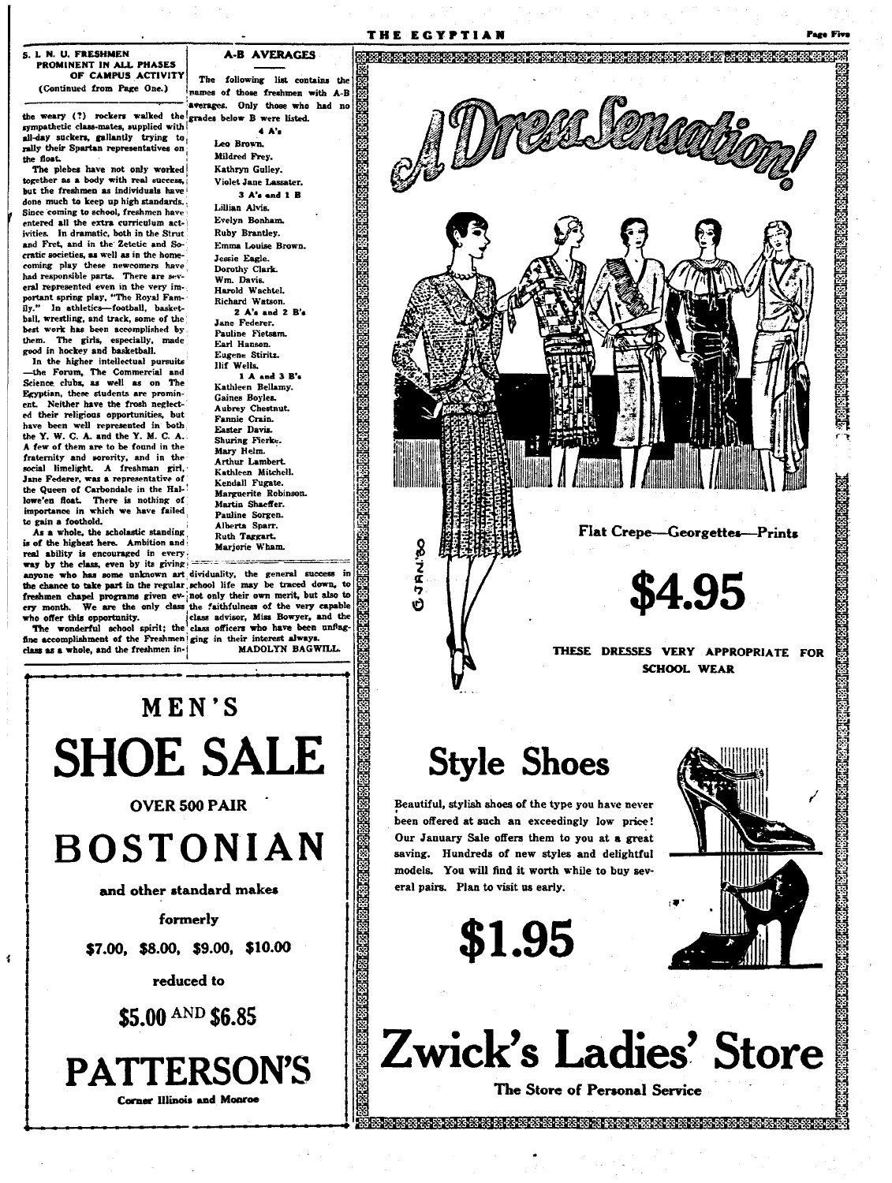## S. I. N. U. FRESHMEN PROMINENT IN ALL PHASES OF CAMPUS ACTIVITY

(Continued from Page One.)

the weary (?) rockers walked the sympathetic class-mates, supplied with all-day suckers, gallantly trying to rally their Spartan representatives on the float.

The plebes have not only worked together as a body with real success, but the freshmen as individuals have done much to keep up high standards. Since coming to school, freshmen have entered all the extra curriculum activities. In dramatic, both in the Strut and Fret, and in the Zetetic and Socratic societies, as well as in the homecoming play these newcomers have had responsible parts. There are several represented even in the very important spring play, "The Royal Family." In athletics—football, basketball, wrestling, and track, some of the best work has been accomplished by them. The girls, especially, made good in hockey and basketball.

In the higher intellectual pursuits—the Forum, The Commercial and Science clubs, as well as on The Egyptian, these students are prominent. Neither have the frosh neglected their religious opportunities, but have been well represented in both the Y. W. C. A. and the Y. M. C. A. A few of them are to be found in the fraternity and sorority, and in the social limelight. A freshman girl, Jane Federer, was a representative of the Queen of Carbondale in the Hallowe'en float. There is nothing of importance in which we have failed to gain a foothold.

As a whole, the scholastic standing is of the highest here. Ambition and real ability is encouraged in every way by the class, even by its giving anyone who has some unknown art the chance to take part in the regular freshmen chapel programs given every month. We are the only class who offer this opportunity.

The wonderful school spirit; the fine accomplishment of the Freshmen class as a whole, and the freshmen individuality, the general success in school life may be traced down, to not only their own merit, but also to the faithfulness of the very capable class advisor, Miss Bowyer, and the class officers who have been unflagging in their interest always.

MADOLYN BAGWILL.

## A-B AVERAGES

The following list contains the names of those freshmen with A-B averages. Only those who had no grades below B were listed.

**4 A's**

Leo Brown.
Mildred Frey.
Kathryn Gulley.
Violet Jane Lassater.

**3 A's and 1 B**

Lillian Alvis.
Evelyn Bonham.
Ruby Brantley.
Emma Louise Brown.
Jessie Eagle.
Dorothy Clark.
Wm. Davis.
Harold Wachtel.
Richard Watson.

**2 A's and 2 B's**

Jane Federer.
Pauline Fietsam.
Earl Hanson.
Eugene Stiritz.
Ilif Wells.

**1 A and 3 B's**

Kathleen Bellamy.
Gaines Boyles.
Aubrey Chestnut.
Fannie Crain.
Easter Davis.
Shuring Fierke.
Mary Helm.
Arthur Lambert.
Kathleen Mitchell.
Kendall Fugate.
Marguerite Robinson.
Martin Shaeffer.
Pauline Sorgen.
Alberta Sparr.
Ruth Taggart.
Marjorie Wham.

---

# MEN'S SHOE SALE

**OVER 500 PAIR**

# BOSTONIAN

**and other standard makes**

**formerly**

**$7.00, $8.00, $9.00, $10.00**

**reduced to**

**$5.00 AND $6.85**

# PATTERSON'S

**Corner Illinois and Monroe**

---

# A Dress Sensation!

**Flat Crepe—Georgettes—Prints**

# $4.95

**THESE DRESSES VERY APPROPRIATE FOR SCHOOL WEAR**

## Style Shoes

Beautiful, stylish shoes of the type you have never been offered at such an exceedingly low price! Our January Sale offers them to you at a great saving. Hundreds of new styles and delightful models. You will find it worth while to buy several pairs. Plan to visit us early.

# $1.95

# Zwick's Ladies' Store

**The Store of Personal Service**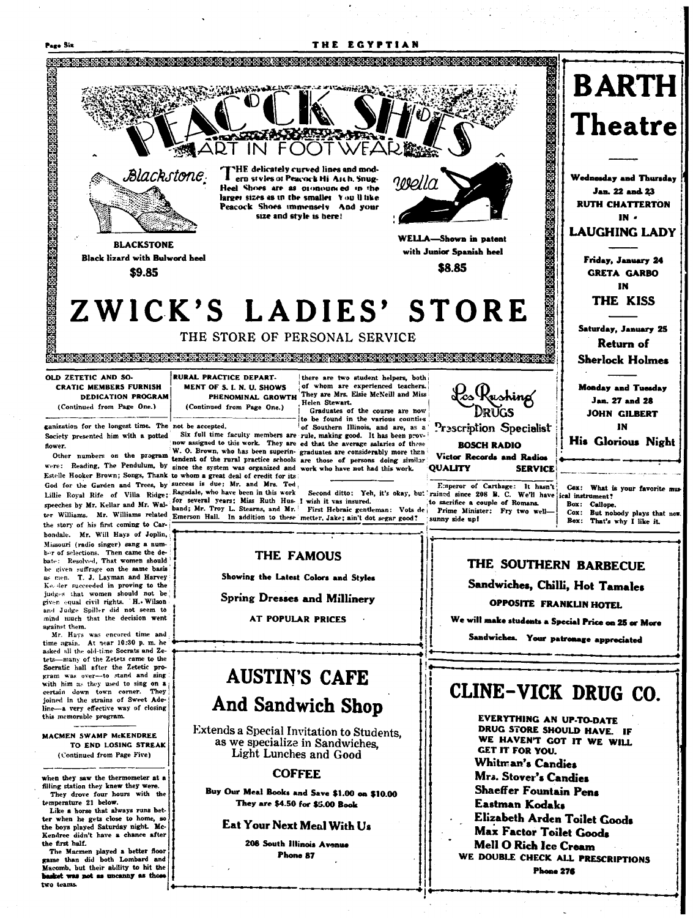# PEACOCK SHOES

ART IN FOOTWEAR

*Blackstone*

THE delicately curved lines and modern styles of Peacock Hi Arch Snug-Heel Shoes are as pronounced in the larger sizes as in the smaller. You'll like Peacock Shoes immensely. And your size and style is here!

*Wella*

**BLACKSTONE**
Black lizard with Bulword heel
**$9.85**

**WELLA—Shown in patent with Junior Spanish heel**
**$8.85**

# ZWICK'S LADIES' STORE

THE STORE OF PERSONAL SERVICE

# BARTH Theatre

**Wednesday and Thursday**
**Jan. 22 and 23**
**RUTH CHATTERTON**
**IN**
**LAUGHING LADY**

**Friday, January 24**
**GRETA GARBO**
**IN**
**THE KISS**

**Saturday, January 25**
**Return of**
**Sherlock Holmes**

**Monday and Tuesday**
**Jan. 27 and 28**
**JOHN GILBERT**
**IN**
**His Glorious Night**

### OLD ZETETIC AND SOCRATIC MEMBERS FURNISH DEDICATION PROGRAM

(Continued from Page One.)

ganization for the longest time. The Society presented him with a potted flower.

Other numbers on the program were: Reading, The Pendulum, by Estelle Hooker Brown; Songs, Thank God for the Garden and Trees, by Lillie Royal Rife of Villa Ridge; speeches by Mr. Kellar and Mr. Walter Williams. Mr. Williams related the story of his first coming to Carbondale. Mr. Will Hays of Joplin, Missouri (radio singer) sang a number of selections. Then came the debate: Resolved, That women should be given suffrage on the same basis as men. T. J. Layman and Harvey Kesler succeeded in proving to the judges that women should not be given equal civil rights. H. Wilson and Judge Spiller did not seem to mind much that the decision went against them.

Mr. Hays was encored time and time again. At near 10:30 p. m. he asked all the old-time Socrats and Zetets—many of the Zetets came to the Socratic hall after the Zetetic program was over—to stand and sing with him as they used to sing on a certain down town corner. They joined in the strains of Sweet Adeline—a very effective way of closing this memorable program.

### MACMEN SWAMP McKENDREE TO END LOSING STREAK

(Continued from Page Five)

when they saw the thermometer at a filling station they knew they were.

They drove four hours with the temperature 21 below.

Like a horse that always runs better when he gets close to home, so the boys played Saturday night. McKendree didn't have a chance after the first half.

The Macmen played a better floor game than did both Lombard and Macomb, but their ability to hit the basket was not as uncanny as those two teams.

### RURAL PRACTICE DEPARTMENT OF S. I. N. U. SHOWS PHENOMINAL GROWTH

(Continued from Page One.)

not be accepted.

Six full time faculty members are now assigned to this work. They are W. O. Brown, who has been superintendent of the rural practice schools since the system was organized and to whom a great deal of credit for its success is due; Mr. and Mrs. Ted Ragsdale, who have been in this work for several years; Miss Ruth Husband; Mr. Troy L. Stearns, and Mr. Emerson Hall. In addition to these there are two student helpers, both of whom are experienced teachers. They are Mrs. Elsie McNeill and Miss Helen Stewart.

Graduates of the course are now to be found in the various counties of Southern Illinois, and are, as a rule, making good. It has been proved that the average salaries of these graduates are considerably more than are those of persons doing similar work who have not had this work.

Second ditto: Yeh, it's okay, but I wish it was insured.

First Hebraic gentleman: Vots de metter, Jake; ain't dot segar good?

*Les Rushing*
**DRUGS**
**Prescription Specialist**
**BOSCH RADIO**
**Victor Records and Radios**
**QUALITY SERVICE**

Emperor of Carthage: It hasn't rained since 208 B. C. We'll have to sacrifice a couple of Romans.

Prime Minister: Fry two well—sunny side up!

Cox: What is your favorite musical instrument?
Box: Callope.
Cox: But nobody plays that now.
Box: That's why I like it.

## THE FAMOUS

**Showing the Latest Colors and Styles**

**Spring Dresses and Millinery**

**AT POPULAR PRICES**

## THE SOUTHERN BARBECUE

**Sandwiches, Chilli, Hot Tamales**

**OPPOSITE FRANKLIN HOTEL**

**We will make students a Special Price on 25 or More Sandwiches. Your patronage appreciated**

# AUSTIN'S CAFE
# And Sandwich Shop

Extends a Special Invitation to Students, as we specialize in Sandwiches, Light Lunches and Good

**COFFEE**

**Buy Our Meal Books and Save $1.00 on $10.00**
**They are $4.50 for $5.00 Book**

**Eat Your Next Meal With Us**

**208 South Illinois Avenue**
**Phone 87**

# CLINE-VICK DRUG CO.

**EVERYTHING AN UP-TO-DATE DRUG STORE SHOULD HAVE. IF WE HAVEN'T GOT IT WE WILL GET IT FOR YOU.**

**Whitman's Candies**
**Mrs. Stover's Candies**
**Shaeffer Fountain Pens**
**Eastman Kodaks**
**Elizabeth Arden Toilet Goods**
**Max Factor Toilet Goods**
**Mell O Rich Ice Cream**

**WE DOUBLE CHECK ALL PRESCRIPTIONS**
**Phone 276**